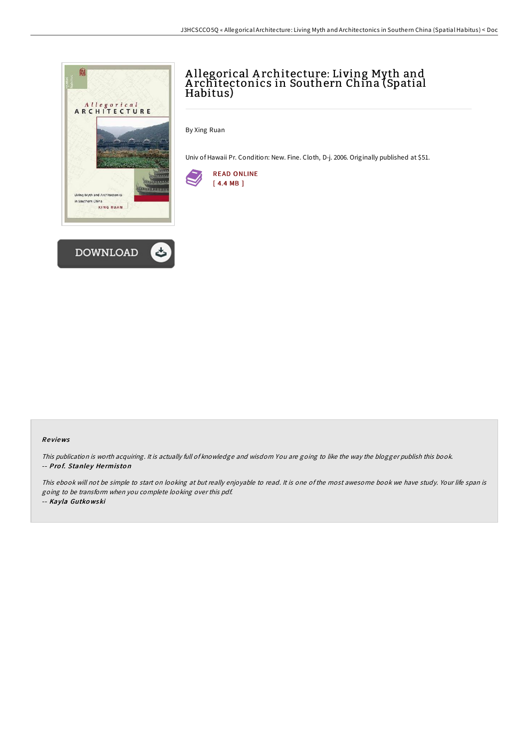# Allegorical Architecture: Living Myth and Architectonics in Southern China (Spatial Habitus)

By Xing Ruan

Univ of Hawaii Pr. Condition: New. Fine. Cloth, D-j. 2006. Originally published at $51.

READ ONLINE
[ 4.4 MB ]

DOWNLOAD

## Reviews

*This publication is worth acquiring. It is actually full of knowledge and wisdom You are going to like the way the blogger publish this book.*
-- ***Prof. Stanley Hermiston***

*This ebook will not be simple to start on looking at but really enjoyable to read. It is one of the most awesome book we have study. Your life span is going to be transform when you complete looking over this pdf.*
-- ***Kayla Gutkowski***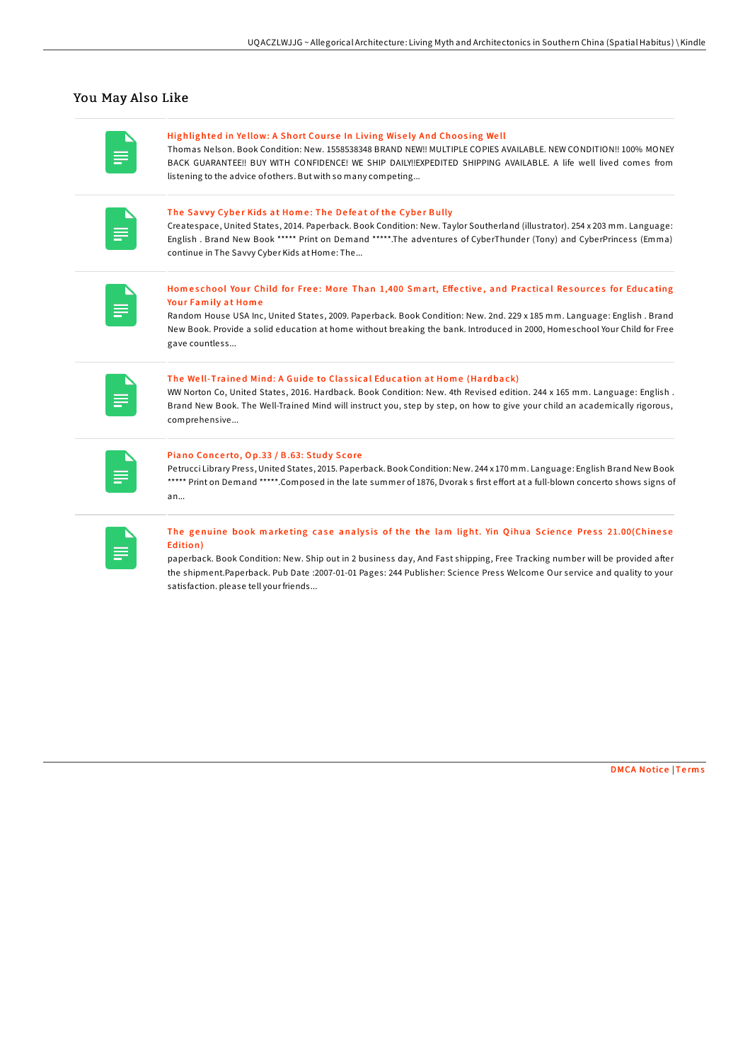## You May Also Like

### Highlighted in Yellow: A Short Course In Living Wisely And Choosing Well

Thomas Nelson. Book Condition: New. 1558538348 BRAND NEW!! MULTIPLE COPIES AVAILABLE. NEW CONDITION!! 100% MONEY BACK GUARANTEE!! BUY WITH CONFIDENCE! WE SHIP DAILY!!EXPEDITED SHIPPING AVAILABLE. A life well lived comes from listening to the advice of others. But with so many competing...

### The Savvy Cyber Kids at Home: The Defeat of the Cyber Bully

Createspace, United States, 2014. Paperback. Book Condition: New. Taylor Southerland (illustrator). 254 x 203 mm. Language: English . Brand New Book ***** Print on Demand *****.The adventures of CyberThunder (Tony) and CyberPrincess (Emma) continue in The Savvy Cyber Kids at Home: The...

### Homeschool Your Child for Free: More Than 1,400 Smart, Effective, and Practical Resources for Educating Your Family at Home

Random House USA Inc, United States, 2009. Paperback. Book Condition: New. 2nd. 229 x 185 mm. Language: English . Brand New Book. Provide a solid education at home without breaking the bank. Introduced in 2000, Homeschool Your Child for Free gave countless...

### The Well-Trained Mind: A Guide to Classical Education at Home (Hardback)

WW Norton Co, United States, 2016. Hardback. Book Condition: New. 4th Revised edition. 244 x 165 mm. Language: English . Brand New Book. The Well-Trained Mind will instruct you, step by step, on how to give your child an academically rigorous, comprehensive...

### Piano Concerto, Op.33 / B.63: Study Score

Petrucci Library Press, United States, 2015. Paperback. Book Condition: New. 244 x 170 mm. Language: English Brand New Book ***** Print on Demand *****.Composed in the late summer of 1876, Dvorak s first effort at a full-blown concerto shows signs of an...

### The genuine book marketing case analysis of the the lam light. Yin Qihua Science Press 21.00(Chinese Edition)

paperback. Book Condition: New. Ship out in 2 business day, And Fast shipping, Free Tracking number will be provided after the shipment.Paperback. Pub Date :2007-01-01 Pages: 244 Publisher: Science Press Welcome Our service and quality to your satisfaction. please tell your friends...

DMCA Notice | Terms